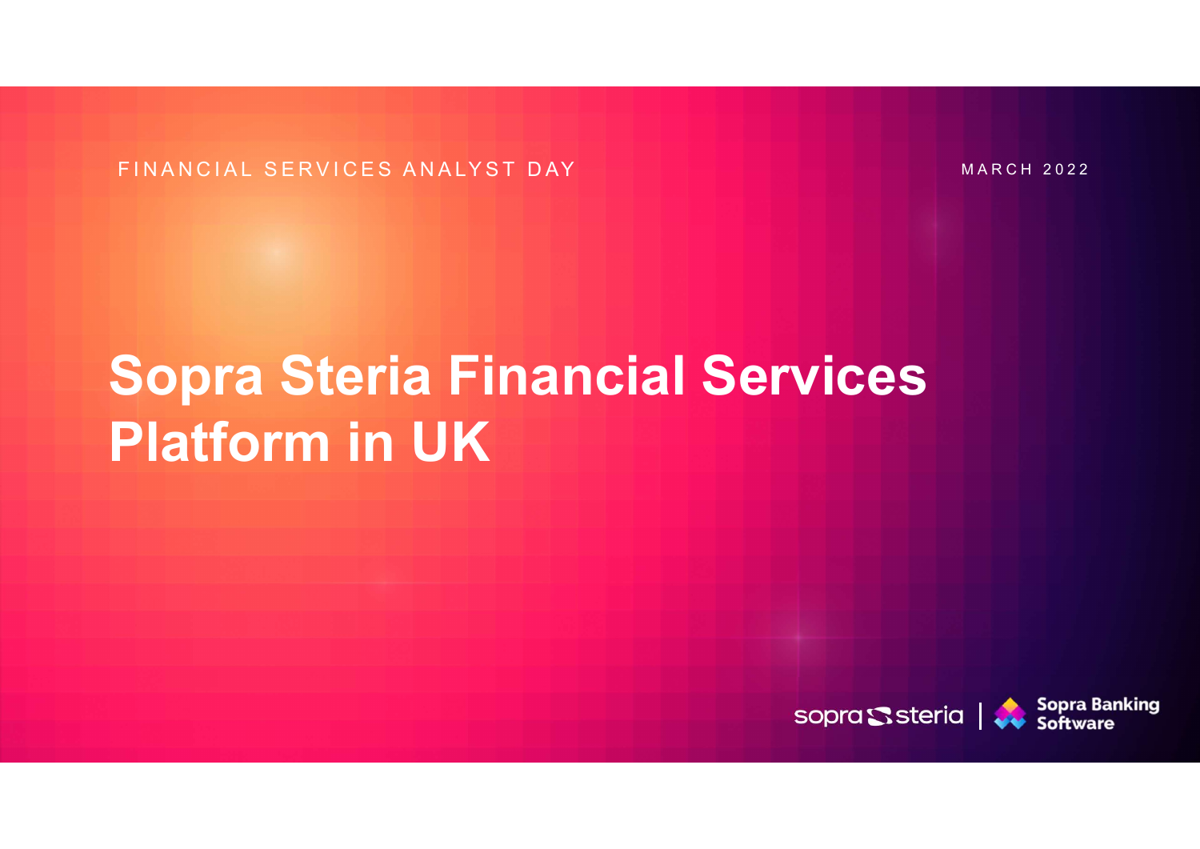FINANCIAL SERVICES ANALYST DAY

MARCH 2022

# Sopra Steria Financial Services Platform in UK

sopra steria | Sopra Banking Software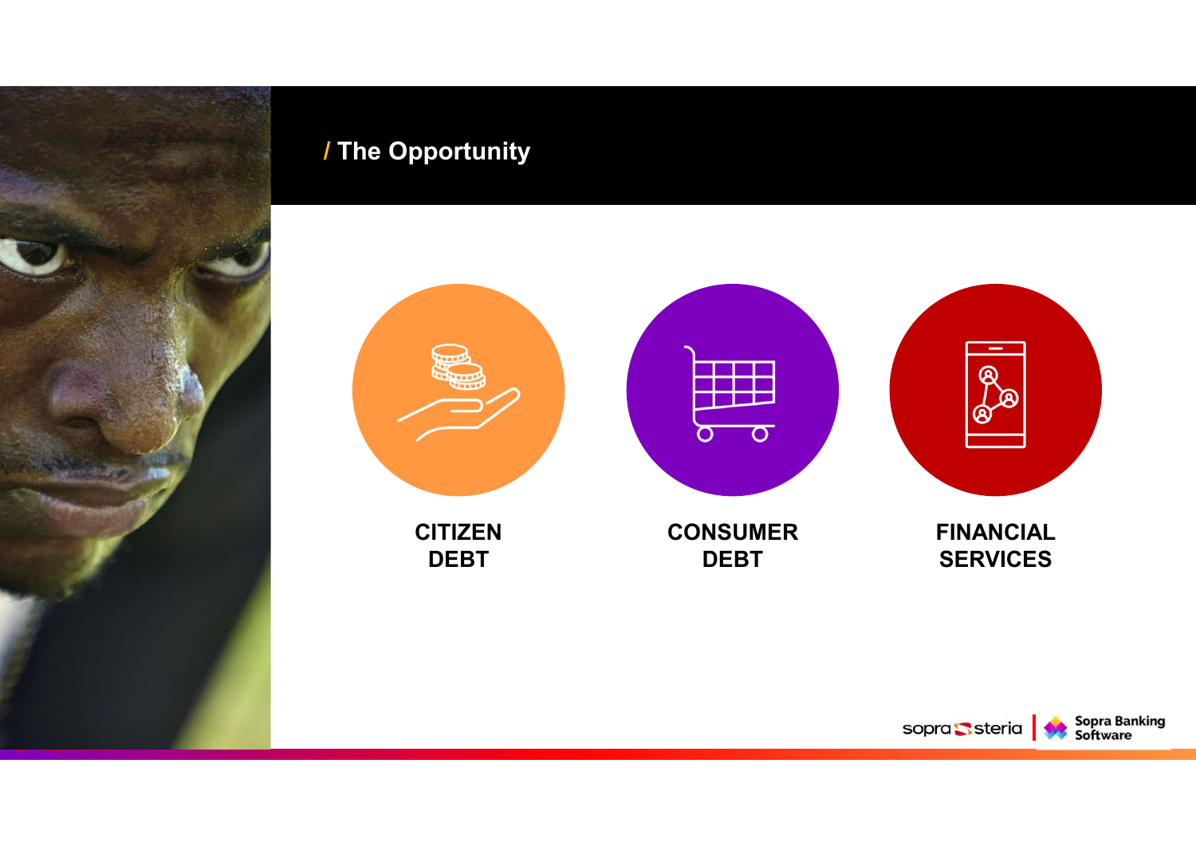## / The Opportunity

**CITIZEN DEBT**

**CONSUMER DEBT**

**FINANCIAL SERVICES**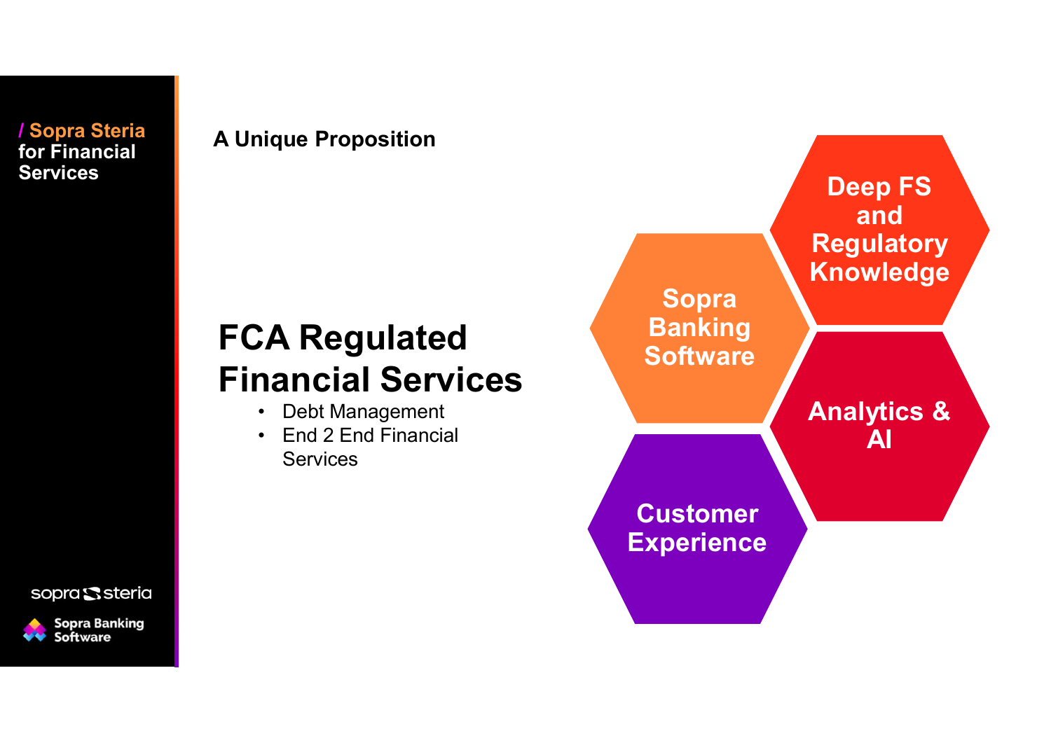/ Sopra Steria for Financial Services

**A Unique Proposition**

# FCA Regulated Financial Services

- Debt Management
- End 2 End Financial Services

**Deep FS and Regulatory Knowledge**

**Sopra Banking Software**

**Analytics & AI**

**Customer Experience**

sopra steria

Sopra Banking Software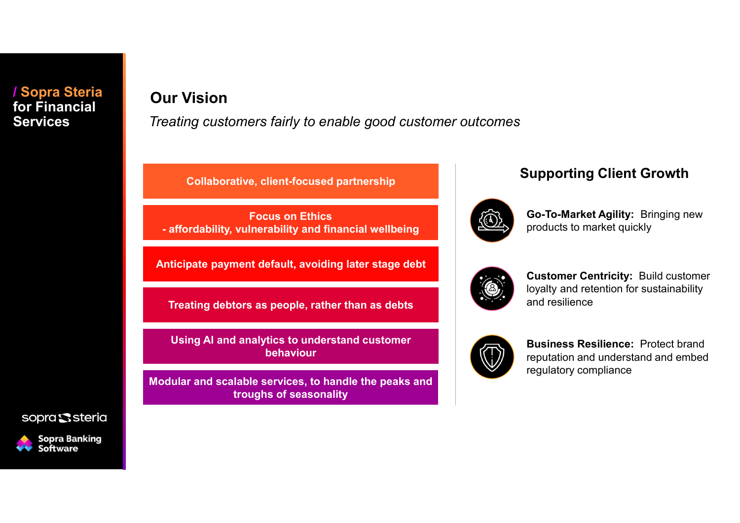**/ Sopra Steria for Financial Services**

## Our Vision

*Treating customers fairly to enable good customer outcomes*

- **Collaborative, client-focused partnership**
- **Focus on Ethics - affordability, vulnerability and financial wellbeing**
- **Anticipate payment default, avoiding later stage debt**
- **Treating debtors as people, rather than as debts**
- **Using AI and analytics to understand customer behaviour**
- **Modular and scalable services, to handle the peaks and troughs of seasonality**

## Supporting Client Growth

**Go-To-Market Agility:** Bringing new products to market quickly

**Customer Centricity:** Build customer loyalty and retention for sustainability and resilience

**Business Resilience:** Protect brand reputation and understand and embed regulatory compliance

sopra steria

Sopra Banking Software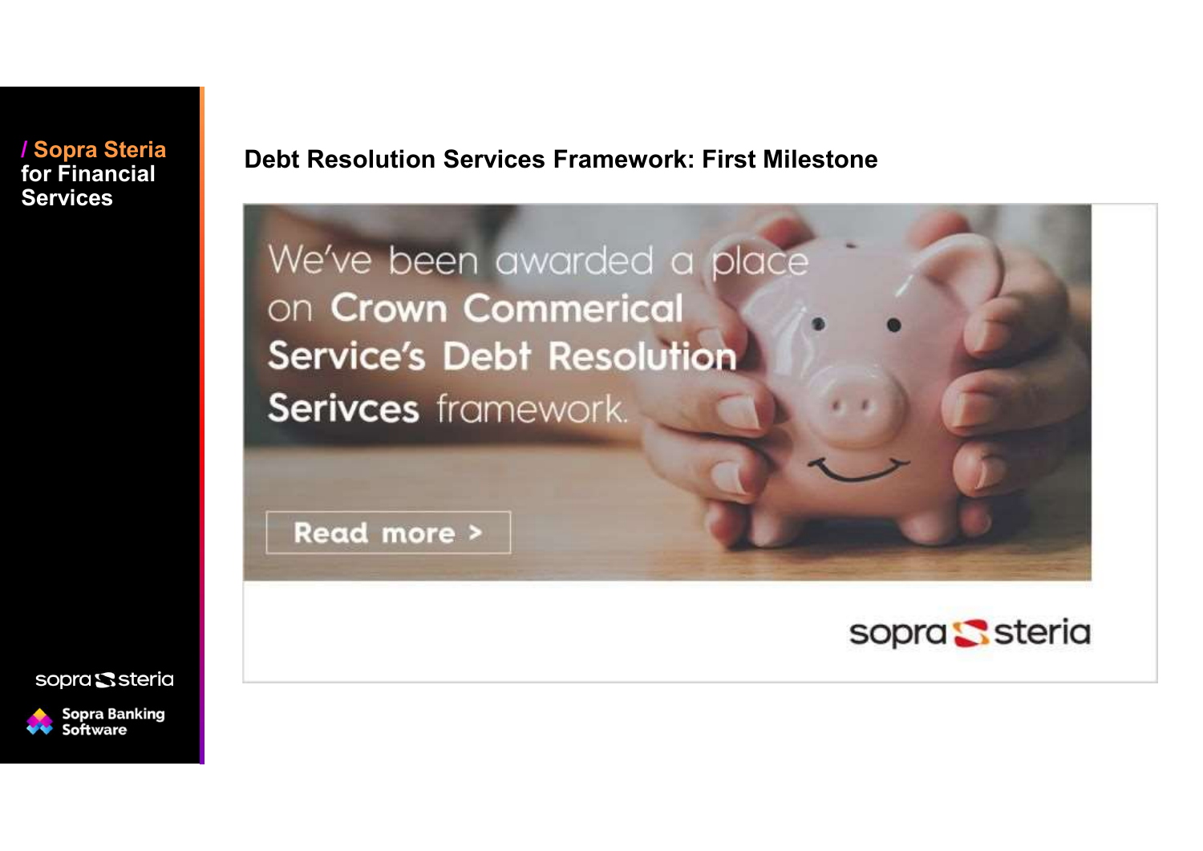/ Sopra Steria for Financial Services

## Debt Resolution Services Framework: First Milestone

We've been awarded a place on Crown Commerical Service's Debt Resolution Serivces framework.

Read more >

sopra steria

Sopra Banking Software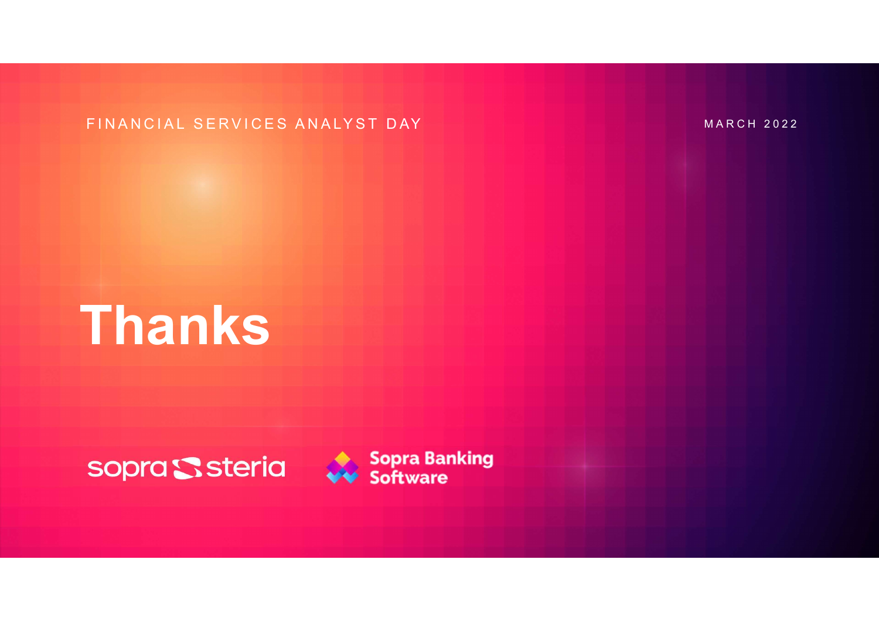FINANCIAL SERVICES ANALYST DAY

MARCH 2022

# Thanks

sopra steria

Sopra Banking Software